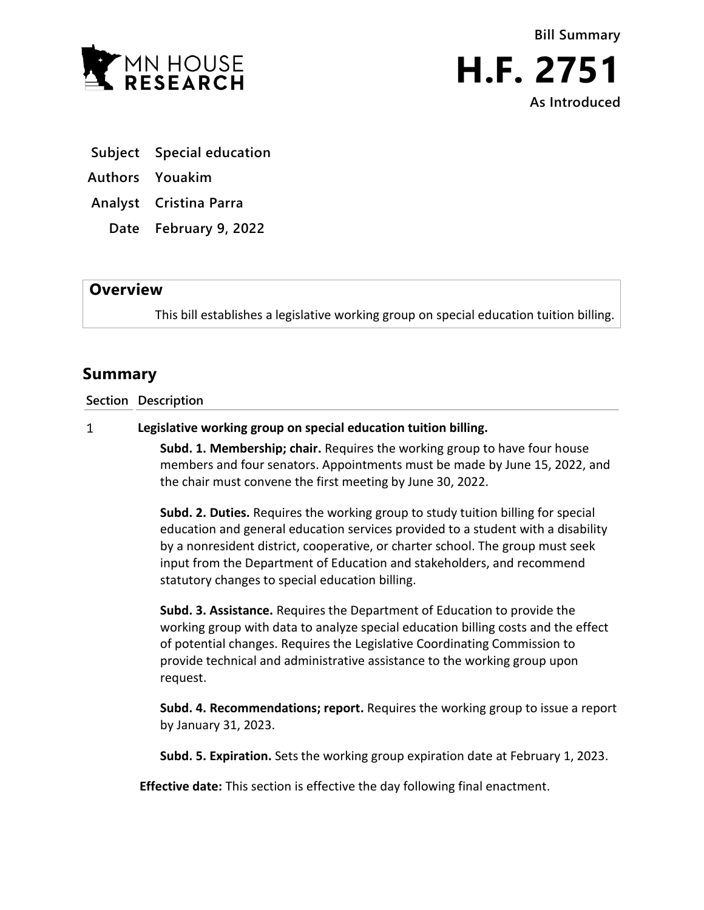MN HOUSE RESEARCH

**Bill Summary**

# H.F. 2751

**As Introduced**

| | |
|---|---|
| **Subject** | Special education |
| **Authors** | Youakim |
| **Analyst** | Cristina Parra |
| **Date** | February 9, 2022 |

## Overview

This bill establishes a legislative working group on special education tuition billing.

## Summary

| Section | Description |
|---|---|
| 1 | **Legislative working group on special education tuition billing.** |

**Subd. 1. Membership; chair.** Requires the working group to have four house members and four senators. Appointments must be made by June 15, 2022, and the chair must convene the first meeting by June 30, 2022.

**Subd. 2. Duties.** Requires the working group to study tuition billing for special education and general education services provided to a student with a disability by a nonresident district, cooperative, or charter school. The group must seek input from the Department of Education and stakeholders, and recommend statutory changes to special education billing.

**Subd. 3. Assistance.** Requires the Department of Education to provide the working group with data to analyze special education billing costs and the effect of potential changes. Requires the Legislative Coordinating Commission to provide technical and administrative assistance to the working group upon request.

**Subd. 4. Recommendations; report.** Requires the working group to issue a report by January 31, 2023.

**Subd. 5. Expiration.** Sets the working group expiration date at February 1, 2023.

**Effective date:** This section is effective the day following final enactment.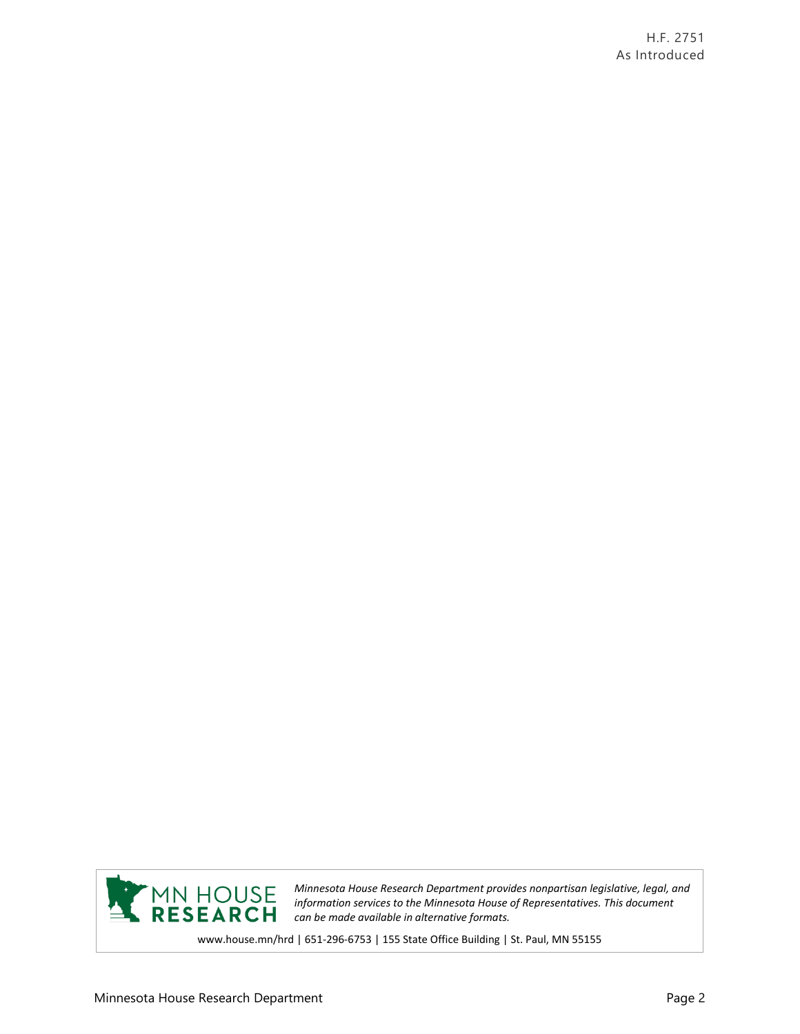MN HOUSE RESEARCH

*Minnesota House Research Department provides nonpartisan legislative, legal, and information services to the Minnesota House of Representatives. This document can be made available in alternative formats.*

www.house.mn/hrd | 651-296-6753 | 155 State Office Building | St. Paul, MN 55155